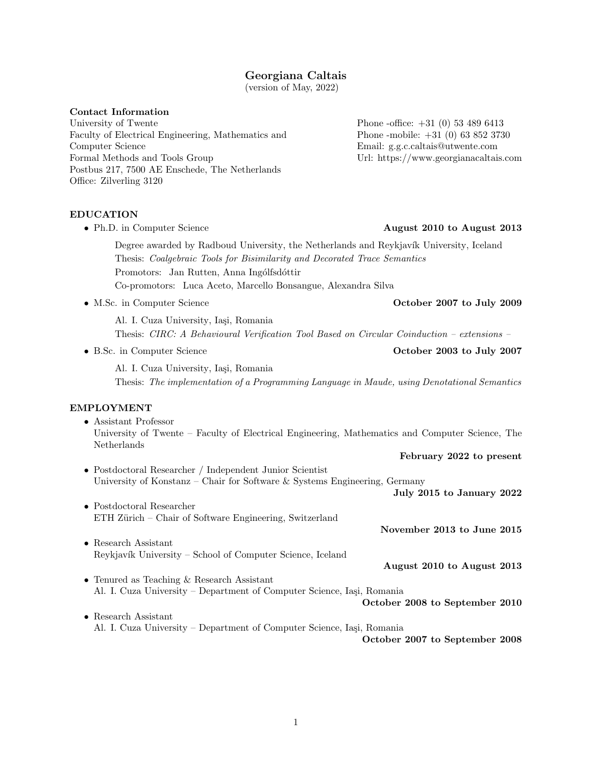# Georgiana Caltais

(version of May, 2022)

**Contact Information**

University of Twente
Faculty of Electrical Engineering, Mathematics and Computer Science
Formal Methods and Tools Group
Postbus 217, 7500 AE Enschede, The Netherlands
Office: Zilverling 3120

Phone -office: +31 (0) 53 489 6413
Phone -mobile: +31 (0) 63 852 3730
Email: g.g.c.caltais@utwente.com
Url: https://www.georgianacaltais.com

## EDUCATION

- Ph.D. in Computer Science — **August 2010 to August 2013**

  Degree awarded by Radboud University, the Netherlands and Reykjavík University, Iceland
  Thesis: *Coalgebraic Tools for Bisimilarity and Decorated Trace Semantics*
  Promotors: Jan Rutten, Anna Ingólfsdóttir
  Co-promotors: Luca Aceto, Marcello Bonsangue, Alexandra Silva

- M.Sc. in Computer Science — **October 2007 to July 2009**

  Al. I. Cuza University, Iaşi, Romania
  Thesis: *CIRC: A Behavioural Verification Tool Based on Circular Coinduction – extensions –*

- B.Sc. in Computer Science — **October 2003 to July 2007**

  Al. I. Cuza University, Iaşi, Romania
  Thesis: *The implementation of a Programming Language in Maude, using Denotational Semantics*

## EMPLOYMENT

- Assistant Professor
  University of Twente – Faculty of Electrical Engineering, Mathematics and Computer Science, The Netherlands
  **February 2022 to present**
- Postdoctoral Researcher / Independent Junior Scientist
  University of Konstanz – Chair for Software & Systems Engineering, Germany
  **July 2015 to January 2022**
- Postdoctoral Researcher
  ETH Zürich – Chair of Software Engineering, Switzerland
  **November 2013 to June 2015**
- Research Assistant
  Reykjavík University – School of Computer Science, Iceland
  **August 2010 to August 2013**
- Tenured as Teaching & Research Assistant
  Al. I. Cuza University – Department of Computer Science, Iaşi, Romania
  **October 2008 to September 2010**
- Research Assistant
  Al. I. Cuza University – Department of Computer Science, Iaşi, Romania
  **October 2007 to September 2008**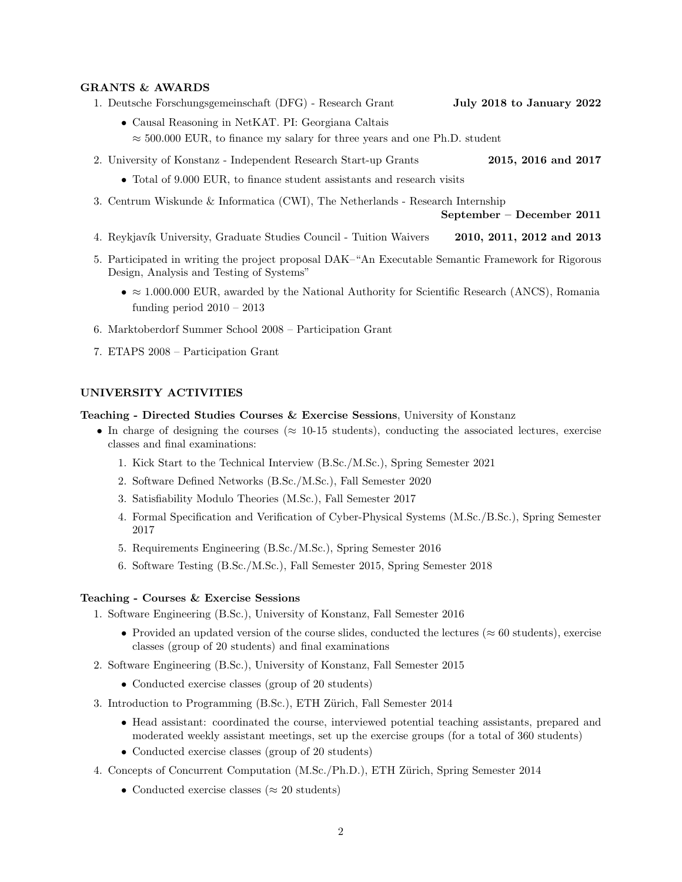## GRANTS & AWARDS

1. Deutsche Forschungsgemeinschaft (DFG) - Research Grant **July 2018 to January 2022**
   - Causal Reasoning in NetKAT. PI: Georgiana Caltais
     $\approx$ 500.000 EUR, to finance my salary for three years and one Ph.D. student
2. University of Konstanz - Independent Research Start-up Grants **2015, 2016 and 2017**
   - Total of 9.000 EUR, to finance student assistants and research visits
3. Centrum Wiskunde & Informatica (CWI), The Netherlands - Research Internship **September – December 2011**
4. Reykjavík University, Graduate Studies Council - Tuition Waivers **2010, 2011, 2012 and 2013**
5. Participated in writing the project proposal DAK–"An Executable Semantic Framework for Rigorous Design, Analysis and Testing of Systems"
   - $\approx$ 1.000.000 EUR, awarded by the National Authority for Scientific Research (ANCS), Romania funding period 2010 – 2013
6. Marktoberdorf Summer School 2008 – Participation Grant
7. ETAPS 2008 – Participation Grant

## UNIVERSITY ACTIVITIES

**Teaching - Directed Studies Courses & Exercise Sessions**, University of Konstanz

- In charge of designing the courses ($\approx$ 10-15 students), conducting the associated lectures, exercise classes and final examinations:
  1. Kick Start to the Technical Interview (B.Sc./M.Sc.), Spring Semester 2021
  2. Software Defined Networks (B.Sc./M.Sc.), Fall Semester 2020
  3. Satisfiability Modulo Theories (M.Sc.), Fall Semester 2017
  4. Formal Specification and Verification of Cyber-Physical Systems (M.Sc./B.Sc.), Spring Semester 2017
  5. Requirements Engineering (B.Sc./M.Sc.), Spring Semester 2016
  6. Software Testing (B.Sc./M.Sc.), Fall Semester 2015, Spring Semester 2018

**Teaching - Courses & Exercise Sessions**

1. Software Engineering (B.Sc.), University of Konstanz, Fall Semester 2016
   - Provided an updated version of the course slides, conducted the lectures ($\approx$ 60 students), exercise classes (group of 20 students) and final examinations
2. Software Engineering (B.Sc.), University of Konstanz, Fall Semester 2015
   - Conducted exercise classes (group of 20 students)
3. Introduction to Programming (B.Sc.), ETH Zürich, Fall Semester 2014
   - Head assistant: coordinated the course, interviewed potential teaching assistants, prepared and moderated weekly assistant meetings, set up the exercise groups (for a total of 360 students)
   - Conducted exercise classes (group of 20 students)
4. Concepts of Concurrent Computation (M.Sc./Ph.D.), ETH Zürich, Spring Semester 2014
   - Conducted exercise classes ($\approx$ 20 students)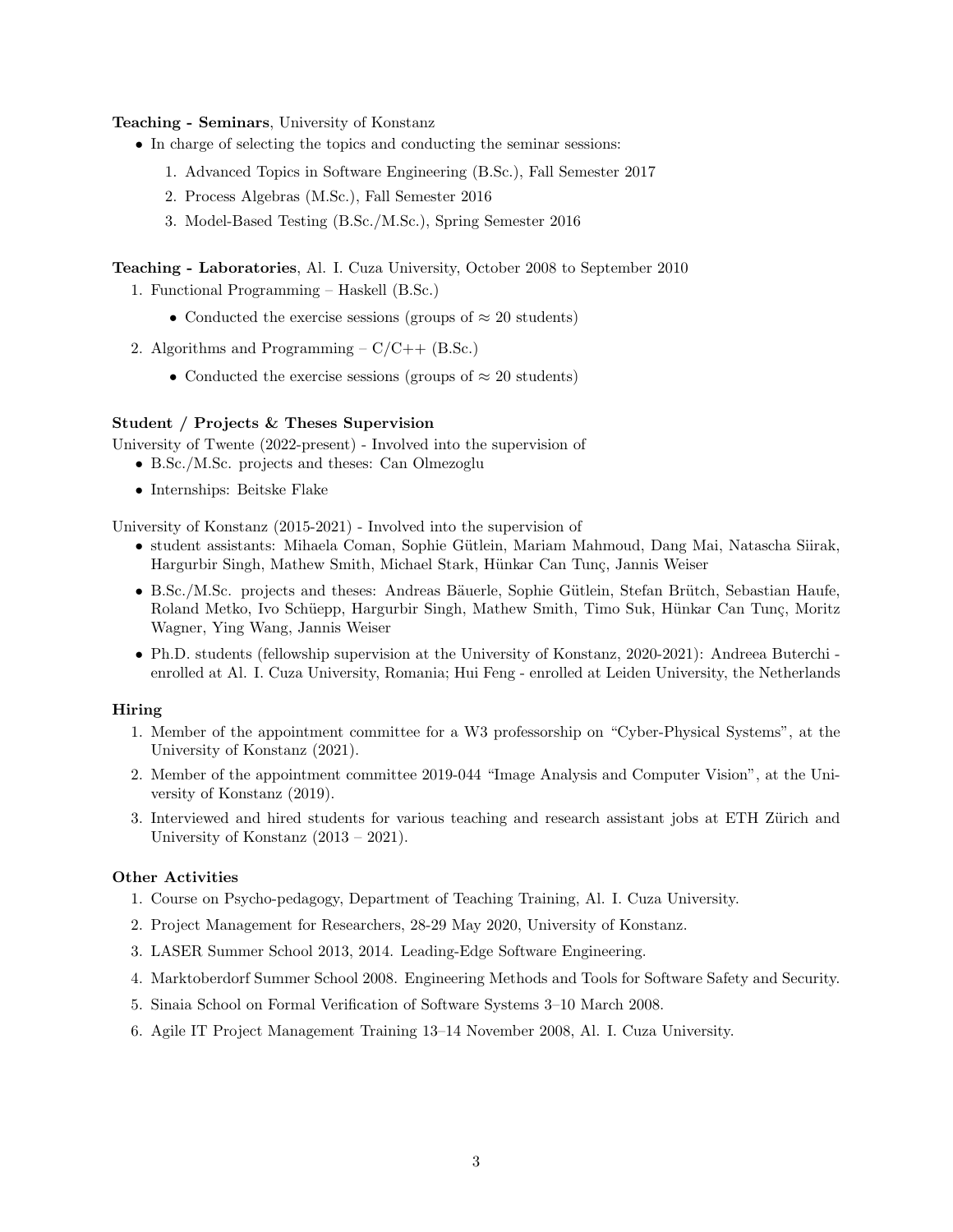**Teaching - Seminars**, University of Konstanz

- In charge of selecting the topics and conducting the seminar sessions:
  1. Advanced Topics in Software Engineering (B.Sc.), Fall Semester 2017
  2. Process Algebras (M.Sc.), Fall Semester 2016
  3. Model-Based Testing (B.Sc./M.Sc.), Spring Semester 2016

**Teaching - Laboratories**, Al. I. Cuza University, October 2008 to September 2010

1. Functional Programming – Haskell (B.Sc.)
   - Conducted the exercise sessions (groups of $\approx 20$ students)
2. Algorithms and Programming – C/C++ (B.Sc.)
   - Conducted the exercise sessions (groups of $\approx 20$ students)

**Student / Projects & Theses Supervision**

University of Twente (2022-present) - Involved into the supervision of

- B.Sc./M.Sc. projects and theses: Can Olmezoglu
- Internships: Beitske Flake

University of Konstanz (2015-2021) - Involved into the supervision of

- student assistants: Mihaela Coman, Sophie Gütlein, Mariam Mahmoud, Dang Mai, Natascha Siirak, Hargurbir Singh, Mathew Smith, Michael Stark, Hünkar Can Tunç, Jannis Weiser
- B.Sc./M.Sc. projects and theses: Andreas Bäuerle, Sophie Gütlein, Stefan Brütch, Sebastian Haufe, Roland Metko, Ivo Schüepp, Hargurbir Singh, Mathew Smith, Timo Suk, Hünkar Can Tunç, Moritz Wagner, Ying Wang, Jannis Weiser
- Ph.D. students (fellowship supervision at the University of Konstanz, 2020-2021): Andreea Buterchi - enrolled at Al. I. Cuza University, Romania; Hui Feng - enrolled at Leiden University, the Netherlands

**Hiring**

1. Member of the appointment committee for a W3 professorship on "Cyber-Physical Systems", at the University of Konstanz (2021).
2. Member of the appointment committee 2019-044 "Image Analysis and Computer Vision", at the University of Konstanz (2019).
3. Interviewed and hired students for various teaching and research assistant jobs at ETH Zürich and University of Konstanz (2013 – 2021).

**Other Activities**

1. Course on Psycho-pedagogy, Department of Teaching Training, Al. I. Cuza University.
2. Project Management for Researchers, 28-29 May 2020, University of Konstanz.
3. LASER Summer School 2013, 2014. Leading-Edge Software Engineering.
4. Marktoberdorf Summer School 2008. Engineering Methods and Tools for Software Safety and Security.
5. Sinaia School on Formal Verification of Software Systems 3–10 March 2008.
6. Agile IT Project Management Training 13–14 November 2008, Al. I. Cuza University.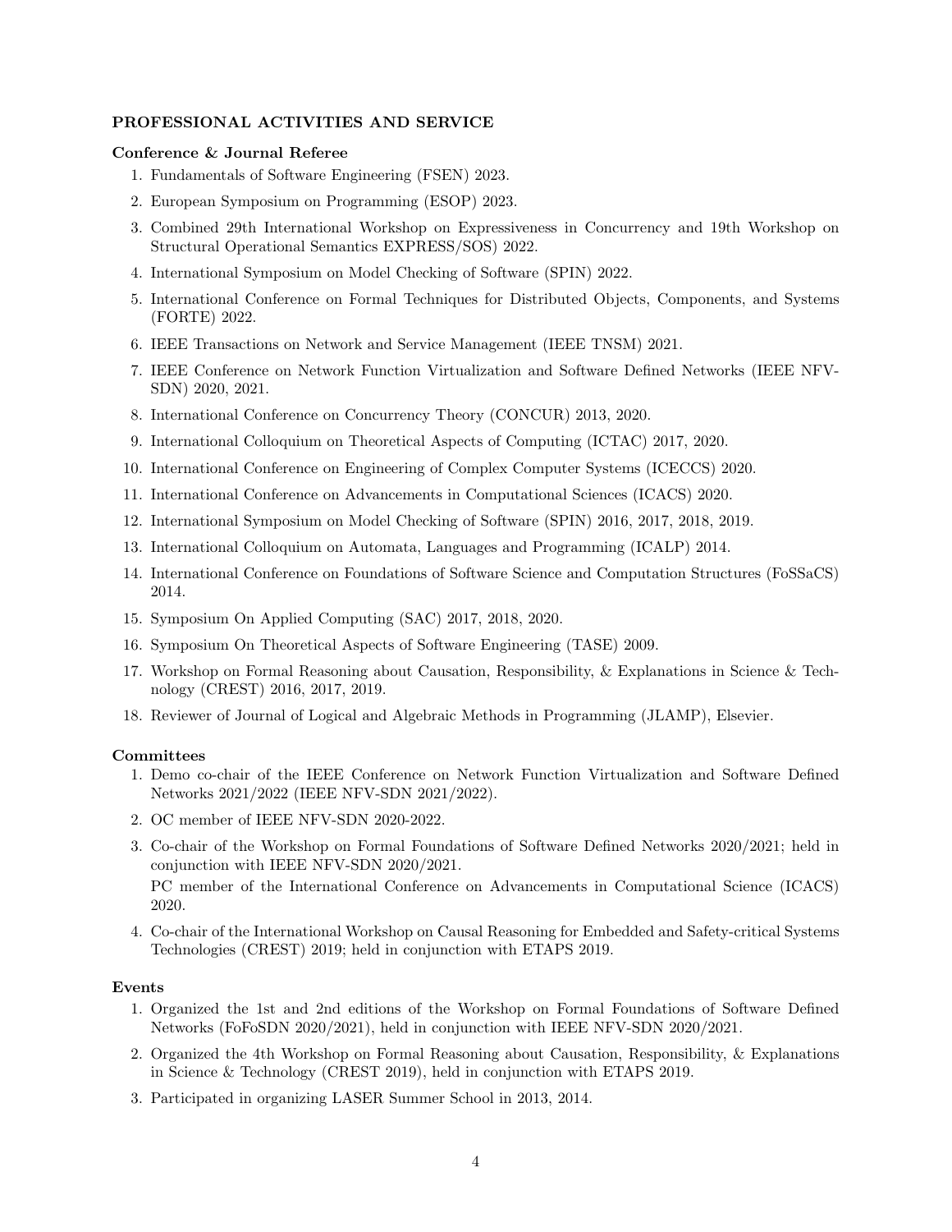## PROFESSIONAL ACTIVITIES AND SERVICE

### Conference & Journal Referee

1. Fundamentals of Software Engineering (FSEN) 2023.
2. European Symposium on Programming (ESOP) 2023.
3. Combined 29th International Workshop on Expressiveness in Concurrency and 19th Workshop on Structural Operational Semantics EXPRESS/SOS) 2022.
4. International Symposium on Model Checking of Software (SPIN) 2022.
5. International Conference on Formal Techniques for Distributed Objects, Components, and Systems (FORTE) 2022.
6. IEEE Transactions on Network and Service Management (IEEE TNSM) 2021.
7. IEEE Conference on Network Function Virtualization and Software Defined Networks (IEEE NFV-SDN) 2020, 2021.
8. International Conference on Concurrency Theory (CONCUR) 2013, 2020.
9. International Colloquium on Theoretical Aspects of Computing (ICTAC) 2017, 2020.
10. International Conference on Engineering of Complex Computer Systems (ICECCS) 2020.
11. International Conference on Advancements in Computational Sciences (ICACS) 2020.
12. International Symposium on Model Checking of Software (SPIN) 2016, 2017, 2018, 2019.
13. International Colloquium on Automata, Languages and Programming (ICALP) 2014.
14. International Conference on Foundations of Software Science and Computation Structures (FoSSaCS) 2014.
15. Symposium On Applied Computing (SAC) 2017, 2018, 2020.
16. Symposium On Theoretical Aspects of Software Engineering (TASE) 2009.
17. Workshop on Formal Reasoning about Causation, Responsibility, & Explanations in Science & Technology (CREST) 2016, 2017, 2019.
18. Reviewer of Journal of Logical and Algebraic Methods in Programming (JLAMP), Elsevier.

### Committees

1. Demo co-chair of the IEEE Conference on Network Function Virtualization and Software Defined Networks 2021/2022 (IEEE NFV-SDN 2021/2022).
2. OC member of IEEE NFV-SDN 2020-2022.
3. Co-chair of the Workshop on Formal Foundations of Software Defined Networks 2020/2021; held in conjunction with IEEE NFV-SDN 2020/2021.

   PC member of the International Conference on Advancements in Computational Science (ICACS) 2020.
4. Co-chair of the International Workshop on Causal Reasoning for Embedded and Safety-critical Systems Technologies (CREST) 2019; held in conjunction with ETAPS 2019.

### Events

1. Organized the 1st and 2nd editions of the Workshop on Formal Foundations of Software Defined Networks (FoFoSDN 2020/2021), held in conjunction with IEEE NFV-SDN 2020/2021.
2. Organized the 4th Workshop on Formal Reasoning about Causation, Responsibility, & Explanations in Science & Technology (CREST 2019), held in conjunction with ETAPS 2019.
3. Participated in organizing LASER Summer School in 2013, 2014.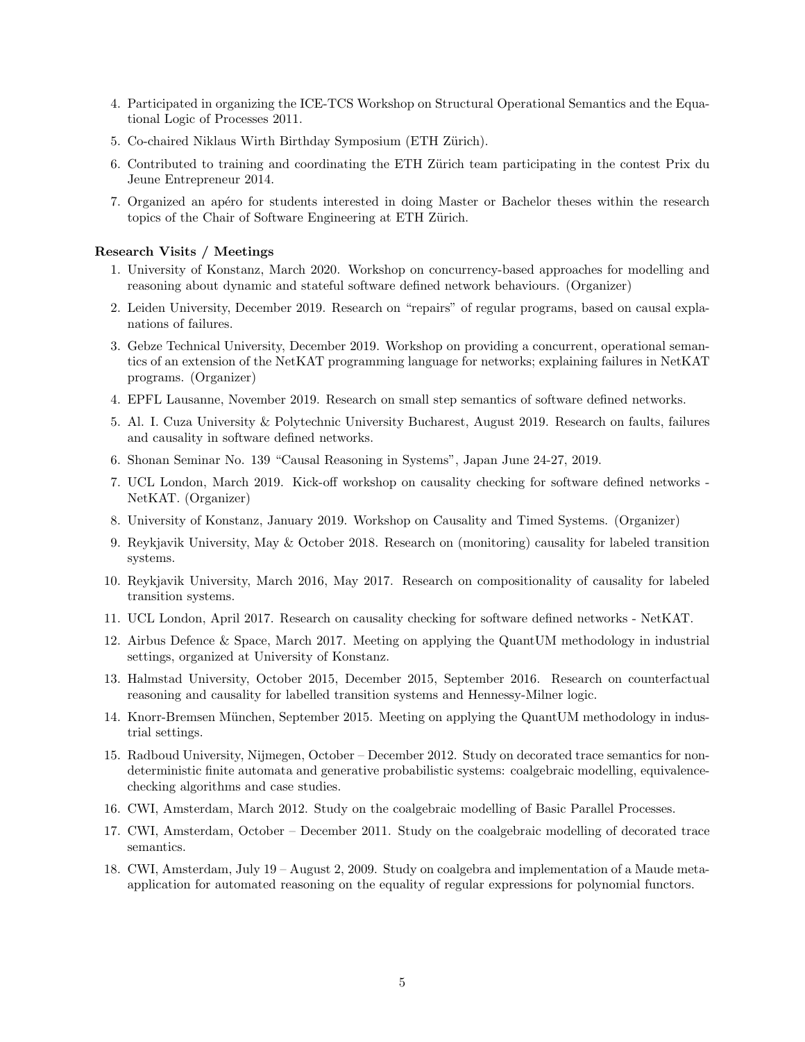4. Participated in organizing the ICE-TCS Workshop on Structural Operational Semantics and the Equational Logic of Processes 2011.
5. Co-chaired Niklaus Wirth Birthday Symposium (ETH Zürich).
6. Contributed to training and coordinating the ETH Zürich team participating in the contest Prix du Jeune Entrepreneur 2014.
7. Organized an apéro for students interested in doing Master or Bachelor theses within the research topics of the Chair of Software Engineering at ETH Zürich.

**Research Visits / Meetings**

1. University of Konstanz, March 2020. Workshop on concurrency-based approaches for modelling and reasoning about dynamic and stateful software defined network behaviours. (Organizer)
2. Leiden University, December 2019. Research on "repairs" of regular programs, based on causal explanations of failures.
3. Gebze Technical University, December 2019. Workshop on providing a concurrent, operational semantics of an extension of the NetKAT programming language for networks; explaining failures in NetKAT programs. (Organizer)
4. EPFL Lausanne, November 2019. Research on small step semantics of software defined networks.
5. Al. I. Cuza University & Polytechnic University Bucharest, August 2019. Research on faults, failures and causality in software defined networks.
6. Shonan Seminar No. 139 "Causal Reasoning in Systems", Japan June 24-27, 2019.
7. UCL London, March 2019. Kick-off workshop on causality checking for software defined networks - NetKAT. (Organizer)
8. University of Konstanz, January 2019. Workshop on Causality and Timed Systems. (Organizer)
9. Reykjavik University, May & October 2018. Research on (monitoring) causality for labeled transition systems.
10. Reykjavik University, March 2016, May 2017. Research on compositionality of causality for labeled transition systems.
11. UCL London, April 2017. Research on causality checking for software defined networks - NetKAT.
12. Airbus Defence & Space, March 2017. Meeting on applying the QuantUM methodology in industrial settings, organized at University of Konstanz.
13. Halmstad University, October 2015, December 2015, September 2016. Research on counterfactual reasoning and causality for labelled transition systems and Hennessy-Milner logic.
14. Knorr-Bremsen München, September 2015. Meeting on applying the QuantUM methodology in industrial settings.
15. Radboud University, Nijmegen, October – December 2012. Study on decorated trace semantics for nondeterministic finite automata and generative probabilistic systems: coalgebraic modelling, equivalence-checking algorithms and case studies.
16. CWI, Amsterdam, March 2012. Study on the coalgebraic modelling of Basic Parallel Processes.
17. CWI, Amsterdam, October – December 2011. Study on the coalgebraic modelling of decorated trace semantics.
18. CWI, Amsterdam, July 19 – August 2, 2009. Study on coalgebra and implementation of a Maude meta-application for automated reasoning on the equality of regular expressions for polynomial functors.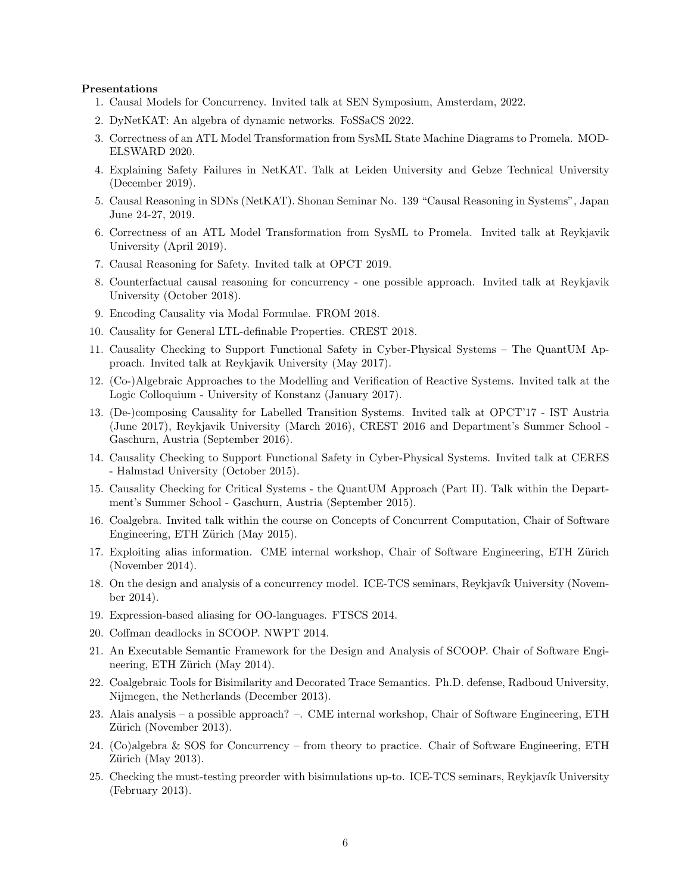**Presentations**

1. Causal Models for Concurrency. Invited talk at SEN Symposium, Amsterdam, 2022.
2. DyNetKAT: An algebra of dynamic networks. FoSSaCS 2022.
3. Correctness of an ATL Model Transformation from SysML State Machine Diagrams to Promela. MODELSWARD 2020.
4. Explaining Safety Failures in NetKAT. Talk at Leiden University and Gebze Technical University (December 2019).
5. Causal Reasoning in SDNs (NetKAT). Shonan Seminar No. 139 "Causal Reasoning in Systems", Japan June 24-27, 2019.
6. Correctness of an ATL Model Transformation from SysML to Promela. Invited talk at Reykjavik University (April 2019).
7. Causal Reasoning for Safety. Invited talk at OPCT 2019.
8. Counterfactual causal reasoning for concurrency - one possible approach. Invited talk at Reykjavik University (October 2018).
9. Encoding Causality via Modal Formulae. FROM 2018.
10. Causality for General LTL-definable Properties. CREST 2018.
11. Causality Checking to Support Functional Safety in Cyber-Physical Systems – The QuantUM Approach. Invited talk at Reykjavik University (May 2017).
12. (Co-)Algebraic Approaches to the Modelling and Verification of Reactive Systems. Invited talk at the Logic Colloquium - University of Konstanz (January 2017).
13. (De-)composing Causality for Labelled Transition Systems. Invited talk at OPCT'17 - IST Austria (June 2017), Reykjavik University (March 2016), CREST 2016 and Department's Summer School - Gaschurn, Austria (September 2016).
14. Causality Checking to Support Functional Safety in Cyber-Physical Systems. Invited talk at CERES - Halmstad University (October 2015).
15. Causality Checking for Critical Systems - the QuantUM Approach (Part II). Talk within the Department's Summer School - Gaschurn, Austria (September 2015).
16. Coalgebra. Invited talk within the course on Concepts of Concurrent Computation, Chair of Software Engineering, ETH Zürich (May 2015).
17. Exploiting alias information. CME internal workshop, Chair of Software Engineering, ETH Zürich (November 2014).
18. On the design and analysis of a concurrency model. ICE-TCS seminars, Reykjavík University (November 2014).
19. Expression-based aliasing for OO-languages. FTSCS 2014.
20. Coffman deadlocks in SCOOP. NWPT 2014.
21. An Executable Semantic Framework for the Design and Analysis of SCOOP. Chair of Software Engineering, ETH Zürich (May 2014).
22. Coalgebraic Tools for Bisimilarity and Decorated Trace Semantics. Ph.D. defense, Radboud University, Nijmegen, the Netherlands (December 2013).
23. Alais analysis – a possible approach? –. CME internal workshop, Chair of Software Engineering, ETH Zürich (November 2013).
24. (Co)algebra & SOS for Concurrency – from theory to practice. Chair of Software Engineering, ETH Zürich (May 2013).
25. Checking the must-testing preorder with bisimulations up-to. ICE-TCS seminars, Reykjavík University (February 2013).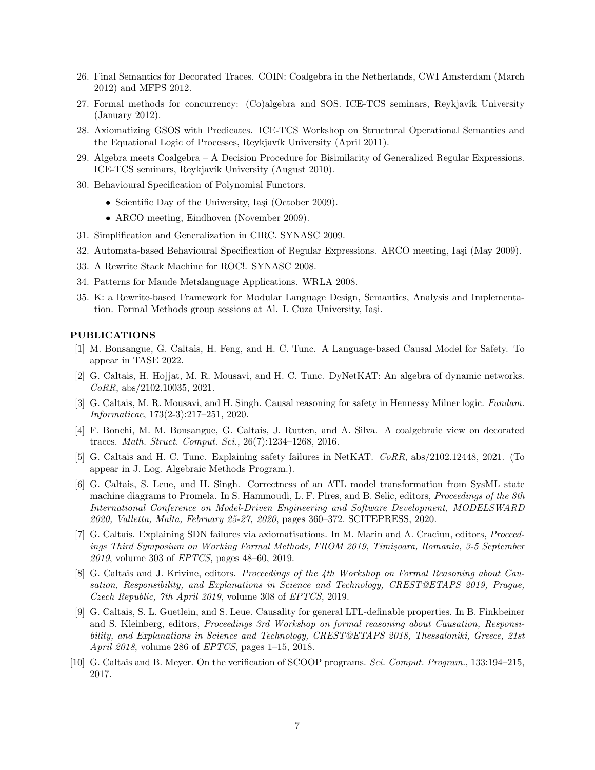26. Final Semantics for Decorated Traces. COIN: Coalgebra in the Netherlands, CWI Amsterdam (March 2012) and MFPS 2012.
27. Formal methods for concurrency: (Co)algebra and SOS. ICE-TCS seminars, Reykjavík University (January 2012).
28. Axiomatizing GSOS with Predicates. ICE-TCS Workshop on Structural Operational Semantics and the Equational Logic of Processes, Reykjavík University (April 2011).
29. Algebra meets Coalgebra – A Decision Procedure for Bisimilarity of Generalized Regular Expressions. ICE-TCS seminars, Reykjavík University (August 2010).
30. Behavioural Specification of Polynomial Functors.
    - Scientific Day of the University, Iaşi (October 2009).
    - ARCO meeting, Eindhoven (November 2009).
31. Simplification and Generalization in CIRC. SYNASC 2009.
32. Automata-based Behavioural Specification of Regular Expressions. ARCO meeting, Iaşi (May 2009).
33. A Rewrite Stack Machine for ROC!. SYNASC 2008.
34. Patterns for Maude Metalanguage Applications. WRLA 2008.
35. K: a Rewrite-based Framework for Modular Language Design, Semantics, Analysis and Implementation. Formal Methods group sessions at Al. I. Cuza University, Iaşi.

## PUBLICATIONS

[1] M. Bonsangue, G. Caltais, H. Feng, and H. C. Tunc. A Language-based Causal Model for Safety. To appear in TASE 2022.

[2] G. Caltais, H. Hojjat, M. R. Mousavi, and H. C. Tunc. DyNetKAT: An algebra of dynamic networks. *CoRR*, abs/2102.10035, 2021.

[3] G. Caltais, M. R. Mousavi, and H. Singh. Causal reasoning for safety in Hennessy Milner logic. *Fundam. Informaticae*, 173(2-3):217–251, 2020.

[4] F. Bonchi, M. M. Bonsangue, G. Caltais, J. Rutten, and A. Silva. A coalgebraic view on decorated traces. *Math. Struct. Comput. Sci.*, 26(7):1234–1268, 2016.

[5] G. Caltais and H. C. Tunc. Explaining safety failures in NetKAT. *CoRR*, abs/2102.12448, 2021. (To appear in J. Log. Algebraic Methods Program.).

[6] G. Caltais, S. Leue, and H. Singh. Correctness of an ATL model transformation from SysML state machine diagrams to Promela. In S. Hammoudi, L. F. Pires, and B. Selic, editors, *Proceedings of the 8th International Conference on Model-Driven Engineering and Software Development, MODELSWARD 2020, Valletta, Malta, February 25-27, 2020*, pages 360–372. SCITEPRESS, 2020.

[7] G. Caltais. Explaining SDN failures via axiomatisations. In M. Marin and A. Craciun, editors, *Proceedings Third Symposium on Working Formal Methods, FROM 2019, Timişoara, Romania, 3-5 September 2019*, volume 303 of *EPTCS*, pages 48–60, 2019.

[8] G. Caltais and J. Krivine, editors. *Proceedings of the 4th Workshop on Formal Reasoning about Causation, Responsibility, and Explanations in Science and Technology, CREST@ETAPS 2019, Prague, Czech Republic, 7th April 2019*, volume 308 of *EPTCS*, 2019.

[9] G. Caltais, S. L. Guetlein, and S. Leue. Causality for general LTL-definable properties. In B. Finkbeiner and S. Kleinberg, editors, *Proceedings 3rd Workshop on formal reasoning about Causation, Responsibility, and Explanations in Science and Technology, CREST@ETAPS 2018, Thessaloniki, Greece, 21st April 2018*, volume 286 of *EPTCS*, pages 1–15, 2018.

[10] G. Caltais and B. Meyer. On the verification of SCOOP programs. *Sci. Comput. Program.*, 133:194–215, 2017.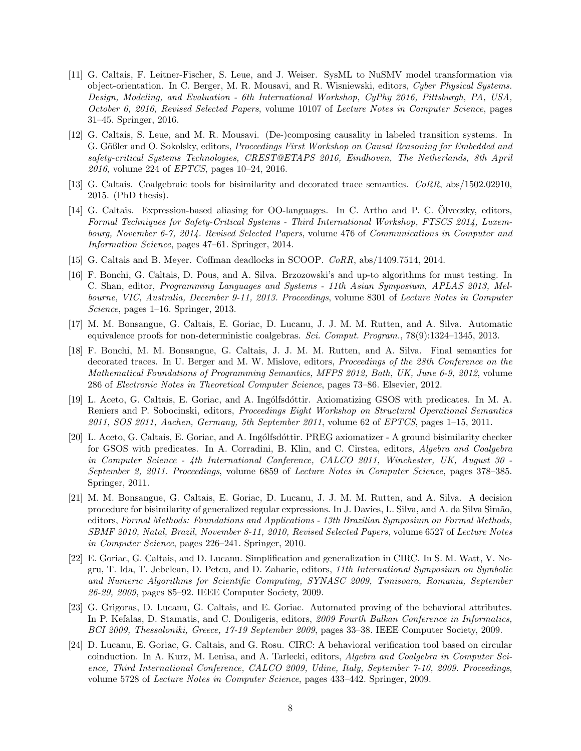[11] G. Caltais, F. Leitner-Fischer, S. Leue, and J. Weiser. SysML to NuSMV model transformation via object-orientation. In C. Berger, M. R. Mousavi, and R. Wisniewski, editors, *Cyber Physical Systems. Design, Modeling, and Evaluation - 6th International Workshop, CyPhy 2016, Pittsburgh, PA, USA, October 6, 2016, Revised Selected Papers*, volume 10107 of *Lecture Notes in Computer Science*, pages 31–45. Springer, 2016.

[12] G. Caltais, S. Leue, and M. R. Mousavi. (De-)composing causality in labeled transition systems. In G. Gößler and O. Sokolsky, editors, *Proceedings First Workshop on Causal Reasoning for Embedded and safety-critical Systems Technologies, CREST@ETAPS 2016, Eindhoven, The Netherlands, 8th April 2016*, volume 224 of *EPTCS*, pages 10–24, 2016.

[13] G. Caltais. Coalgebraic tools for bisimilarity and decorated trace semantics. *CoRR*, abs/1502.02910, 2015. (PhD thesis).

[14] G. Caltais. Expression-based aliasing for OO-languages. In C. Artho and P. C. Ölveczky, editors, *Formal Techniques for Safety-Critical Systems - Third International Workshop, FTSCS 2014, Luxembourg, November 6-7, 2014. Revised Selected Papers*, volume 476 of *Communications in Computer and Information Science*, pages 47–61. Springer, 2014.

[15] G. Caltais and B. Meyer. Coffman deadlocks in SCOOP. *CoRR*, abs/1409.7514, 2014.

[16] F. Bonchi, G. Caltais, D. Pous, and A. Silva. Brzozowski's and up-to algorithms for must testing. In C. Shan, editor, *Programming Languages and Systems - 11th Asian Symposium, APLAS 2013, Melbourne, VIC, Australia, December 9-11, 2013. Proceedings*, volume 8301 of *Lecture Notes in Computer Science*, pages 1–16. Springer, 2013.

[17] M. M. Bonsangue, G. Caltais, E. Goriac, D. Lucanu, J. J. M. M. Rutten, and A. Silva. Automatic equivalence proofs for non-deterministic coalgebras. *Sci. Comput. Program.*, 78(9):1324–1345, 2013.

[18] F. Bonchi, M. M. Bonsangue, G. Caltais, J. J. M. M. Rutten, and A. Silva. Final semantics for decorated traces. In U. Berger and M. W. Mislove, editors, *Proceedings of the 28th Conference on the Mathematical Foundations of Programming Semantics, MFPS 2012, Bath, UK, June 6-9, 2012*, volume 286 of *Electronic Notes in Theoretical Computer Science*, pages 73–86. Elsevier, 2012.

[19] L. Aceto, G. Caltais, E. Goriac, and A. Ingólfsdóttir. Axiomatizing GSOS with predicates. In M. A. Reniers and P. Sobocinski, editors, *Proceedings Eight Workshop on Structural Operational Semantics 2011, SOS 2011, Aachen, Germany, 5th September 2011*, volume 62 of *EPTCS*, pages 1–15, 2011.

[20] L. Aceto, G. Caltais, E. Goriac, and A. Ingólfsdóttir. PREG axiomatizer - A ground bisimilarity checker for GSOS with predicates. In A. Corradini, B. Klin, and C. Cîrstea, editors, *Algebra and Coalgebra in Computer Science - 4th International Conference, CALCO 2011, Winchester, UK, August 30 - September 2, 2011. Proceedings*, volume 6859 of *Lecture Notes in Computer Science*, pages 378–385. Springer, 2011.

[21] M. M. Bonsangue, G. Caltais, E. Goriac, D. Lucanu, J. J. M. M. Rutten, and A. Silva. A decision procedure for bisimilarity of generalized regular expressions. In J. Davies, L. Silva, and A. da Silva Simão, editors, *Formal Methods: Foundations and Applications - 13th Brazilian Symposium on Formal Methods, SBMF 2010, Natal, Brazil, November 8-11, 2010, Revised Selected Papers*, volume 6527 of *Lecture Notes in Computer Science*, pages 226–241. Springer, 2010.

[22] E. Goriac, G. Caltais, and D. Lucanu. Simplification and generalization in CIRC. In S. M. Watt, V. Negru, T. Ida, T. Jebelean, D. Petcu, and D. Zaharie, editors, *11th International Symposium on Symbolic and Numeric Algorithms for Scientific Computing, SYNASC 2009, Timisoara, Romania, September 26-29, 2009*, pages 85–92. IEEE Computer Society, 2009.

[23] G. Grigoras, D. Lucanu, G. Caltais, and E. Goriac. Automated proving of the behavioral attributes. In P. Kefalas, D. Stamatis, and C. Douligeris, editors, *2009 Fourth Balkan Conference in Informatics, BCI 2009, Thessaloniki, Greece, 17-19 September 2009*, pages 33–38. IEEE Computer Society, 2009.

[24] D. Lucanu, E. Goriac, G. Caltais, and G. Rosu. CIRC: A behavioral verification tool based on circular coinduction. In A. Kurz, M. Lenisa, and A. Tarlecki, editors, *Algebra and Coalgebra in Computer Science, Third International Conference, CALCO 2009, Udine, Italy, September 7-10, 2009. Proceedings*, volume 5728 of *Lecture Notes in Computer Science*, pages 433–442. Springer, 2009.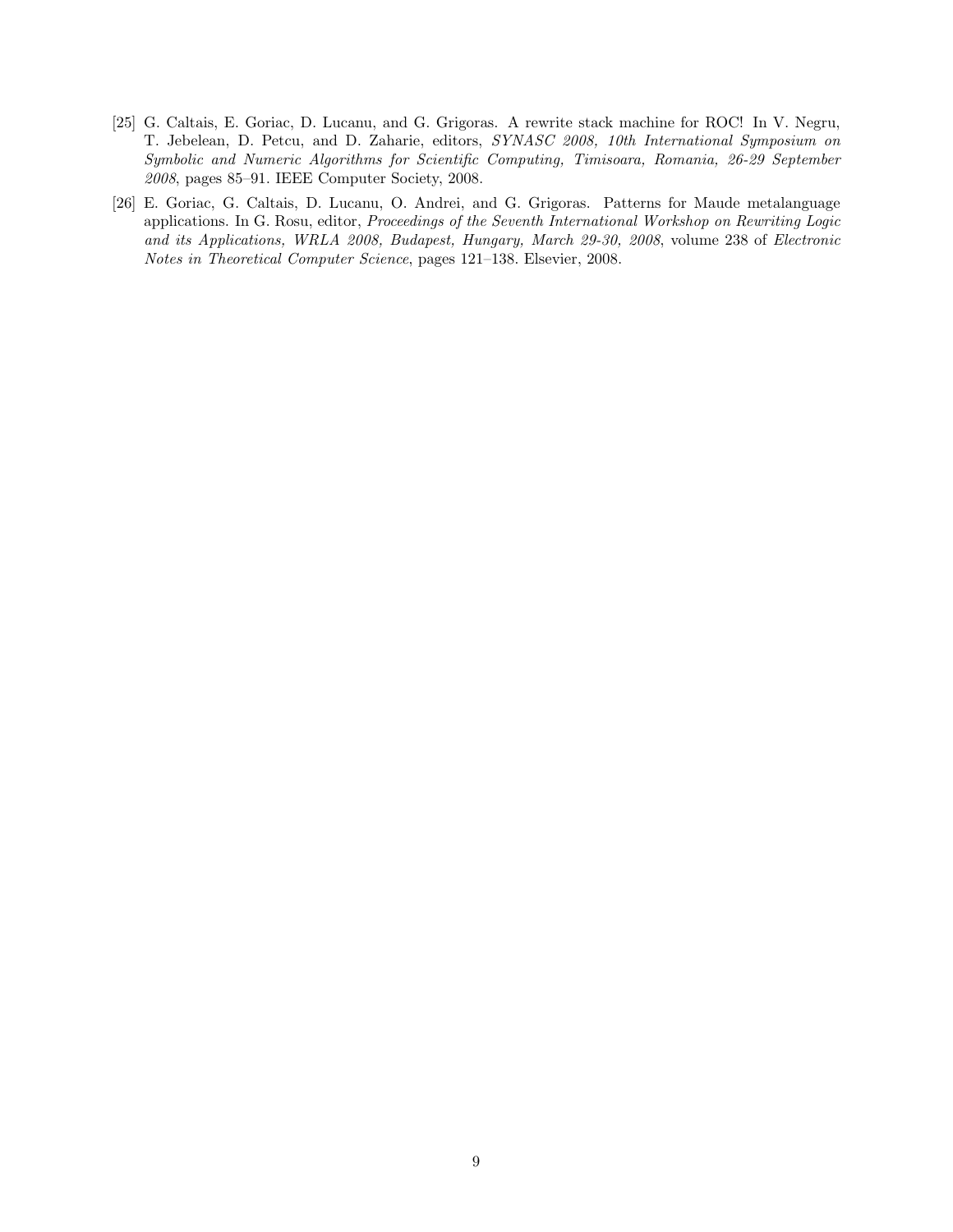[25] G. Caltais, E. Goriac, D. Lucanu, and G. Grigoras. A rewrite stack machine for ROC! In V. Negru, T. Jebelean, D. Petcu, and D. Zaharie, editors, *SYNASC 2008, 10th International Symposium on Symbolic and Numeric Algorithms for Scientific Computing, Timisoara, Romania, 26-29 September 2008*, pages 85–91. IEEE Computer Society, 2008.

[26] E. Goriac, G. Caltais, D. Lucanu, O. Andrei, and G. Grigoras. Patterns for Maude metalanguage applications. In G. Rosu, editor, *Proceedings of the Seventh International Workshop on Rewriting Logic and its Applications, WRLA 2008, Budapest, Hungary, March 29-30, 2008*, volume 238 of *Electronic Notes in Theoretical Computer Science*, pages 121–138. Elsevier, 2008.